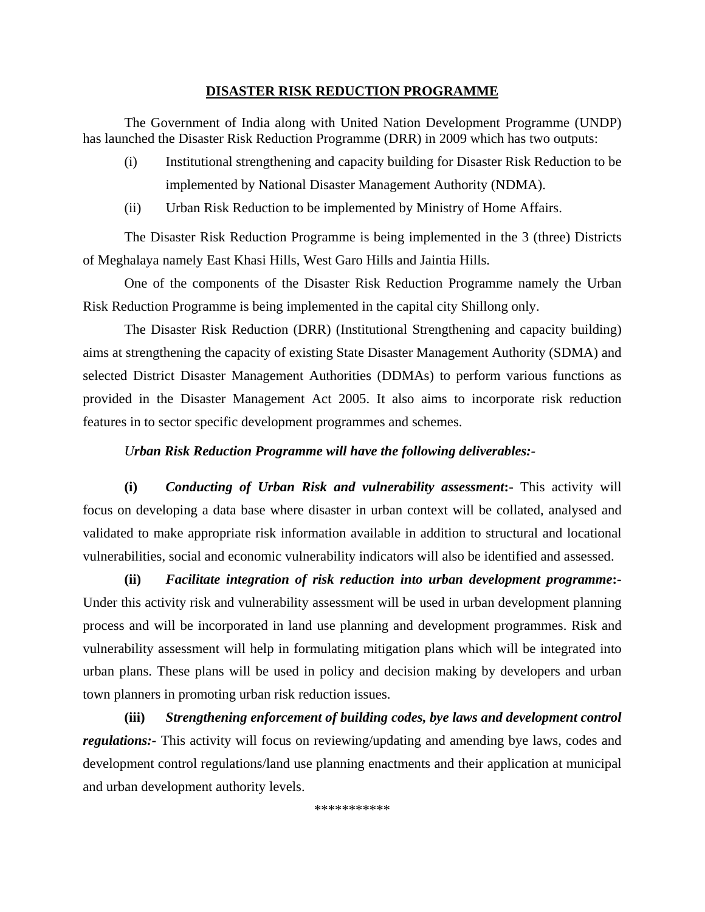# DISASTER RISK REDUCTION PROGRAMME

The Government of India along with United Nation Development Programme (UNDP) has launched the Disaster Risk Reduction Programme (DRR) in 2009 which has two outputs:

(i) Institutional strengthening and capacity building for Disaster Risk Reduction to be implemented by National Disaster Management Authority (NDMA).

(ii) Urban Risk Reduction to be implemented by Ministry of Home Affairs.

The Disaster Risk Reduction Programme is being implemented in the 3 (three) Districts of Meghalaya namely East Khasi Hills, West Garo Hills and Jaintia Hills.

One of the components of the Disaster Risk Reduction Programme namely the Urban Risk Reduction Programme is being implemented in the capital city Shillong only.

The Disaster Risk Reduction (DRR) (Institutional Strengthening and capacity building) aims at strengthening the capacity of existing State Disaster Management Authority (SDMA) and selected District Disaster Management Authorities (DDMAs) to perform various functions as provided in the Disaster Management Act 2005. It also aims to incorporate risk reduction features in to sector specific development programmes and schemes.

***Urban Risk Reduction Programme will have the following deliverables:-***

**(i)** ***Conducting of Urban Risk and vulnerability assessment*:-** This activity will focus on developing a data base where disaster in urban context will be collated, analysed and validated to make appropriate risk information available in addition to structural and locational vulnerabilities, social and economic vulnerability indicators will also be identified and assessed.

**(ii)** ***Facilitate integration of risk reduction into urban development programme*:-** Under this activity risk and vulnerability assessment will be used in urban development planning process and will be incorporated in land use planning and development programmes. Risk and vulnerability assessment will help in formulating mitigation plans which will be integrated into urban plans. These plans will be used in policy and decision making by developers and urban town planners in promoting urban risk reduction issues.

**(iii)** ***Strengthening enforcement of building codes, bye laws and development control regulations:-*** This activity will focus on reviewing/updating and amending bye laws, codes and development control regulations/land use planning enactments and their application at municipal and urban development authority levels.

***********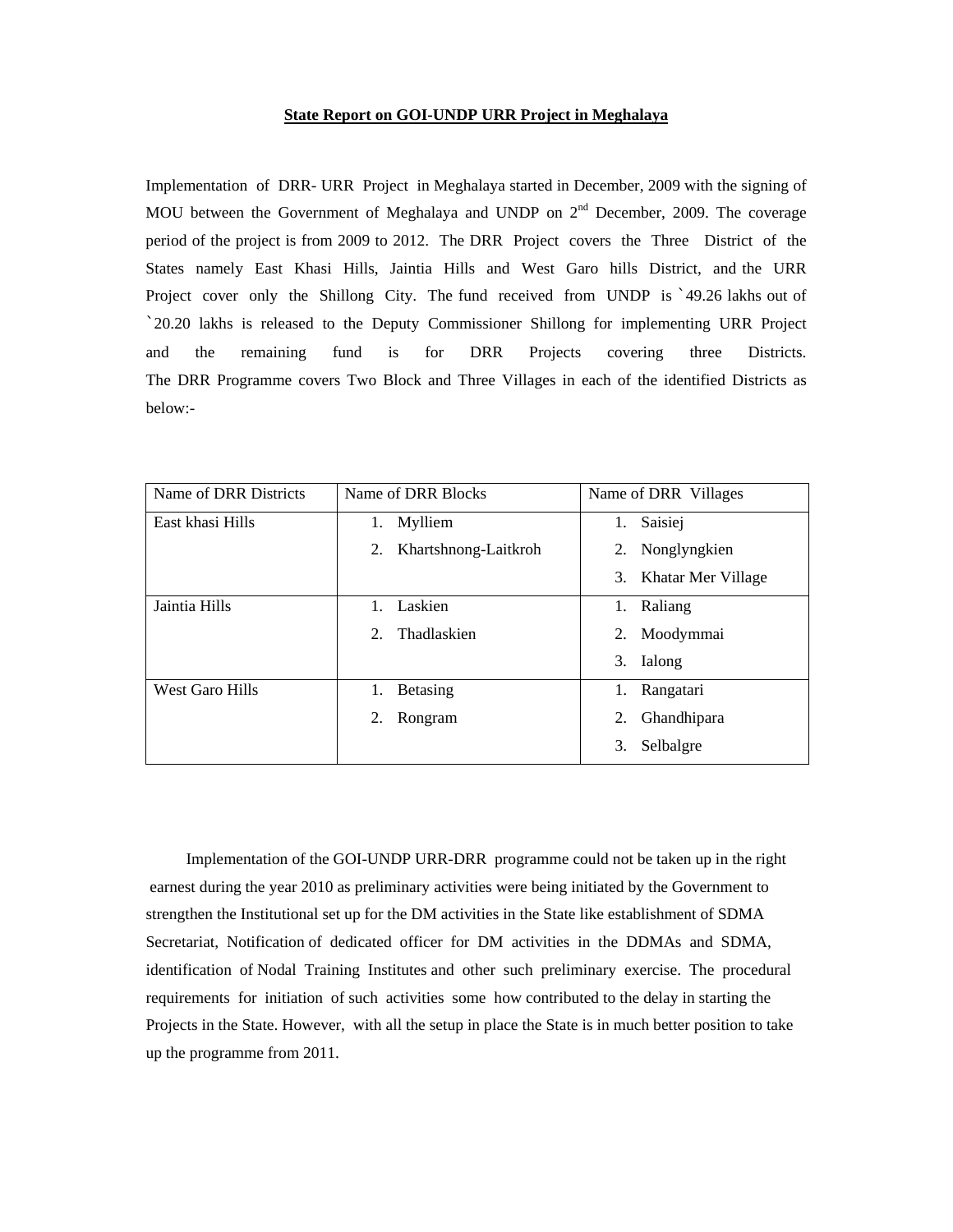**State Report on GOI-UNDP URR Project in Meghalaya**

Implementation of DRR- URR Project in Meghalaya started in December, 2009 with the signing of MOU between the Government of Meghalaya and UNDP on 2nd December, 2009. The coverage period of the project is from 2009 to 2012. The DRR Project covers the Three District of the States namely East Khasi Hills, Jaintia Hills and West Garo hills District, and the URR Project cover only the Shillong City. The fund received from UNDP is `49.26 lakhs out of `20.20 lakhs is released to the Deputy Commissioner Shillong for implementing URR Project and the remaining fund is for DRR Projects covering three Districts. The DRR Programme covers Two Block and Three Villages in each of the identified Districts as below:-

| Name of DRR Districts | Name of DRR Blocks | Name of DRR Villages |
|---|---|---|
| East khasi Hills | 1. Mylliem<br>2. Khartshnong-Laitkroh | 1. Saisiej<br>2. Nonglyngkien<br>3. Khatar Mer Village |
| Jaintia Hills | 1. Laskien<br>2. Thadlaskien | 1. Raliang<br>2. Moodymmai<br>3. Ialong |
| West Garo Hills | 1. Betasing<br>2. Rongram | 1. Rangatari<br>2. Ghandhipara<br>3. Selbalgre |

Implementation of the GOI-UNDP URR-DRR programme could not be taken up in the right earnest during the year 2010 as preliminary activities were being initiated by the Government to strengthen the Institutional set up for the DM activities in the State like establishment of SDMA Secretariat, Notification of dedicated officer for DM activities in the DDMAs and SDMA, identification of Nodal Training Institutes and other such preliminary exercise. The procedural requirements for initiation of such activities some how contributed to the delay in starting the Projects in the State. However, with all the setup in place the State is in much better position to take up the programme from 2011.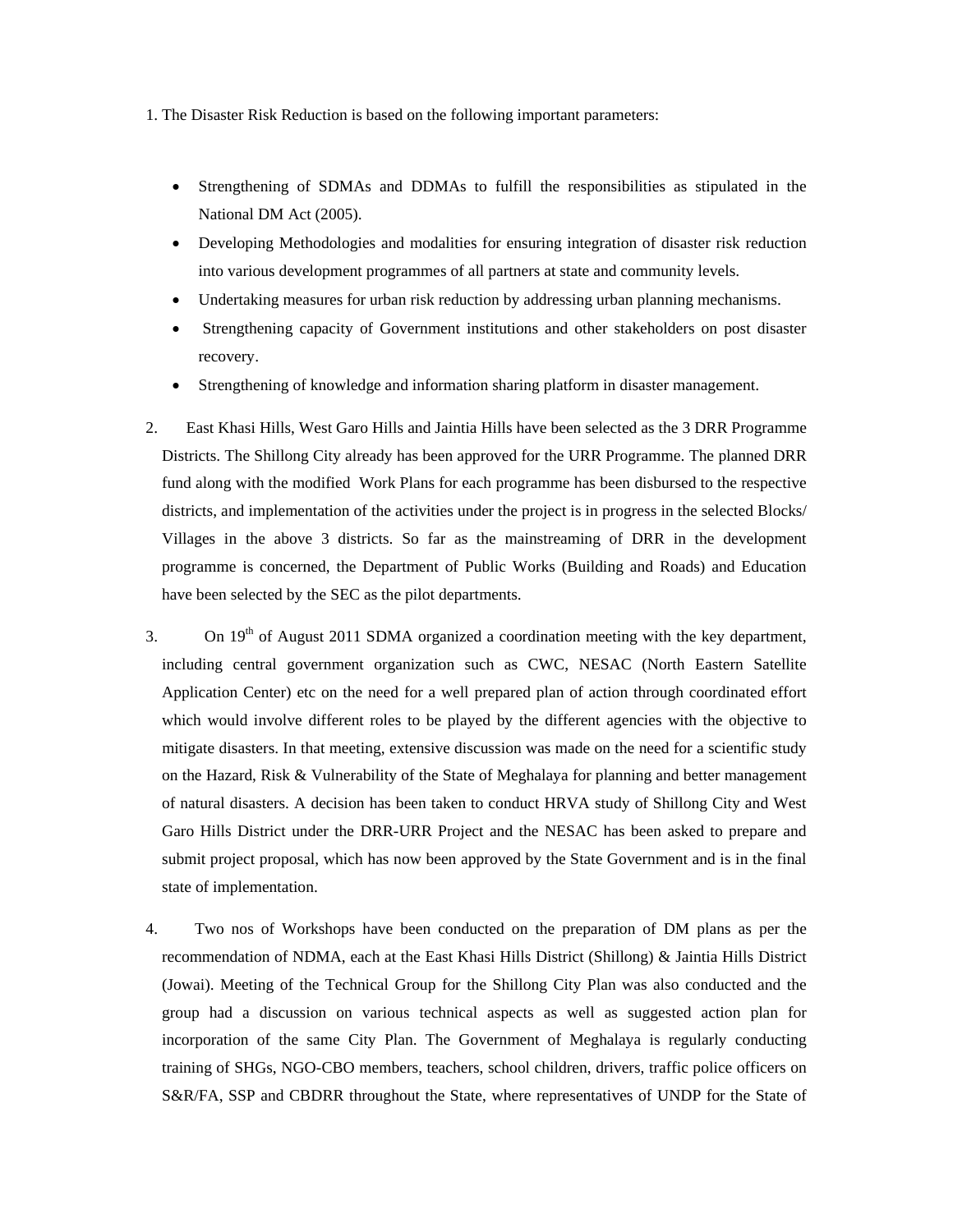1. The Disaster Risk Reduction is based on the following important parameters:

  - Strengthening of SDMAs and DDMAs to fulfill the responsibilities as stipulated in the National DM Act (2005).
  - Developing Methodologies and modalities for ensuring integration of disaster risk reduction into various development programmes of all partners at state and community levels.
  - Undertaking measures for urban risk reduction by addressing urban planning mechanisms.
  - Strengthening capacity of Government institutions and other stakeholders on post disaster recovery.
  - Strengthening of knowledge and information sharing platform in disaster management.

2. East Khasi Hills, West Garo Hills and Jaintia Hills have been selected as the 3 DRR Programme Districts. The Shillong City already has been approved for the URR Programme. The planned DRR fund along with the modified Work Plans for each programme has been disbursed to the respective districts, and implementation of the activities under the project is in progress in the selected Blocks/ Villages in the above 3 districts. So far as the mainstreaming of DRR in the development programme is concerned, the Department of Public Works (Building and Roads) and Education have been selected by the SEC as the pilot departments.

3. On 19th of August 2011 SDMA organized a coordination meeting with the key department, including central government organization such as CWC, NESAC (North Eastern Satellite Application Center) etc on the need for a well prepared plan of action through coordinated effort which would involve different roles to be played by the different agencies with the objective to mitigate disasters. In that meeting, extensive discussion was made on the need for a scientific study on the Hazard, Risk & Vulnerability of the State of Meghalaya for planning and better management of natural disasters. A decision has been taken to conduct HRVA study of Shillong City and West Garo Hills District under the DRR-URR Project and the NESAC has been asked to prepare and submit project proposal, which has now been approved by the State Government and is in the final state of implementation.

4. Two nos of Workshops have been conducted on the preparation of DM plans as per the recommendation of NDMA, each at the East Khasi Hills District (Shillong) & Jaintia Hills District (Jowai). Meeting of the Technical Group for the Shillong City Plan was also conducted and the group had a discussion on various technical aspects as well as suggested action plan for incorporation of the same City Plan. The Government of Meghalaya is regularly conducting training of SHGs, NGO-CBO members, teachers, school children, drivers, traffic police officers on S&R/FA, SSP and CBDRR throughout the State, where representatives of UNDP for the State of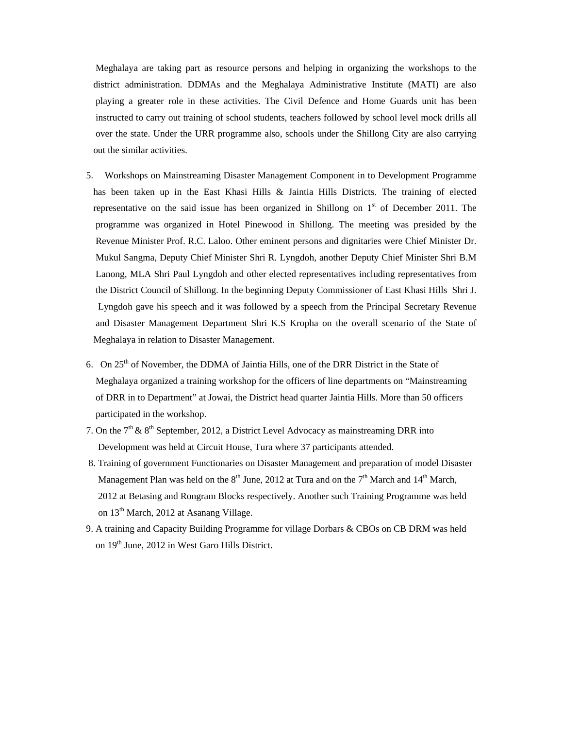Meghalaya are taking part as resource persons and helping in organizing the workshops to the district administration. DDMAs and the Meghalaya Administrative Institute (MATI) are also playing a greater role in these activities. The Civil Defence and Home Guards unit has been instructed to carry out training of school students, teachers followed by school level mock drills all over the state. Under the URR programme also, schools under the Shillong City are also carrying out the similar activities.

5. Workshops on Mainstreaming Disaster Management Component in to Development Programme has been taken up in the East Khasi Hills & Jaintia Hills Districts. The training of elected representative on the said issue has been organized in Shillong on 1st of December 2011. The programme was organized in Hotel Pinewood in Shillong. The meeting was presided by the Revenue Minister Prof. R.C. Laloo. Other eminent persons and dignitaries were Chief Minister Dr. Mukul Sangma, Deputy Chief Minister Shri R. Lyngdoh, another Deputy Chief Minister Shri B.M Lanong, MLA Shri Paul Lyngdoh and other elected representatives including representatives from the District Council of Shillong. In the beginning Deputy Commissioner of East Khasi Hills Shri J. Lyngdoh gave his speech and it was followed by a speech from the Principal Secretary Revenue and Disaster Management Department Shri K.S Kropha on the overall scenario of the State of Meghalaya in relation to Disaster Management.

6. On 25th of November, the DDMA of Jaintia Hills, one of the DRR District in the State of Meghalaya organized a training workshop for the officers of line departments on "Mainstreaming of DRR in to Department" at Jowai, the District head quarter Jaintia Hills. More than 50 officers participated in the workshop.

7. On the 7th & 8th September, 2012, a District Level Advocacy as mainstreaming DRR into Development was held at Circuit House, Tura where 37 participants attended.

8. Training of government Functionaries on Disaster Management and preparation of model Disaster Management Plan was held on the 8th June, 2012 at Tura and on the 7th March and 14th March, 2012 at Betasing and Rongram Blocks respectively. Another such Training Programme was held on 13th March, 2012 at Asanang Village.

9. A training and Capacity Building Programme for village Dorbars & CBOs on CB DRM was held on 19th June, 2012 in West Garo Hills District.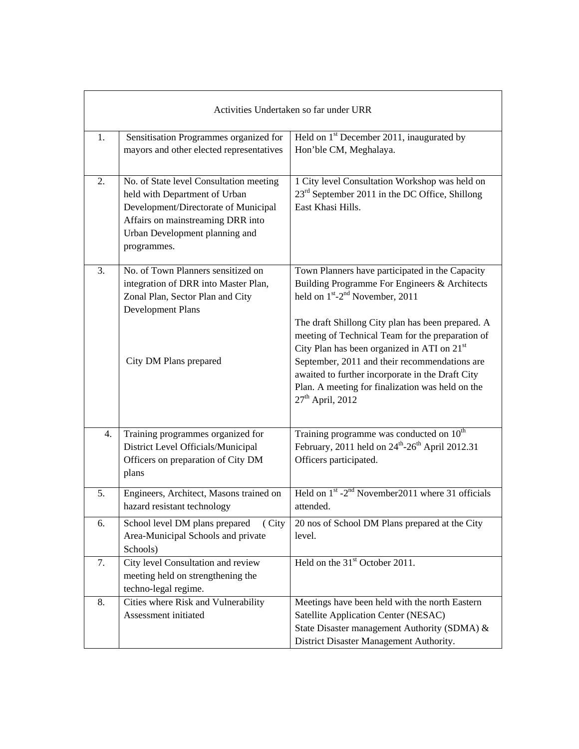| Activities Undertaken so far under URR | | |
|---|---|---|
| 1. | Sensitisation Programmes organized for mayors and other elected representatives | Held on 1st December 2011, inaugurated by Hon'ble CM, Meghalaya. |
| 2. | No. of State level Consultation meeting held with Department of Urban Development/Directorate of Municipal Affairs on mainstreaming DRR into Urban Development planning and programmes. | 1 City level Consultation Workshop was held on 23rd September 2011 in the DC Office, Shillong East Khasi Hills. |
| 3. | No. of Town Planners sensitized on integration of DRR into Master Plan, Zonal Plan, Sector Plan and City Development Plans<br><br>City DM Plans prepared | Town Planners have participated in the Capacity Building Programme For Engineers & Architects held on 1st-2nd November, 2011<br><br>The draft Shillong City plan has been prepared. A meeting of Technical Team for the preparation of City Plan has been organized in ATI on 21st September, 2011 and their recommendations are awaited to further incorporate in the Draft City Plan. A meeting for finalization was held on the 27th April, 2012 |
| 4. | Training programmes organized for District Level Officials/Municipal Officers on preparation of City DM plans | Training programme was conducted on 10th February, 2011 held on 24th-26th April 2012.31 Officers participated. |
| 5. | Engineers, Architect, Masons trained on hazard resistant technology | Held on 1st -2nd November2011 where 31 officials attended. |
| 6. | School level DM plans prepared (City Area-Municipal Schools and private Schools) | 20 nos of School DM Plans prepared at the City level. |
| 7. | City level Consultation and review meeting held on strengthening the techno-legal regime. | Held on the 31st October 2011. |
| 8. | Cities where Risk and Vulnerability Assessment initiated | Meetings have been held with the north Eastern Satellite Application Center (NESAC)<br>State Disaster management Authority (SDMA) & District Disaster Management Authority. |